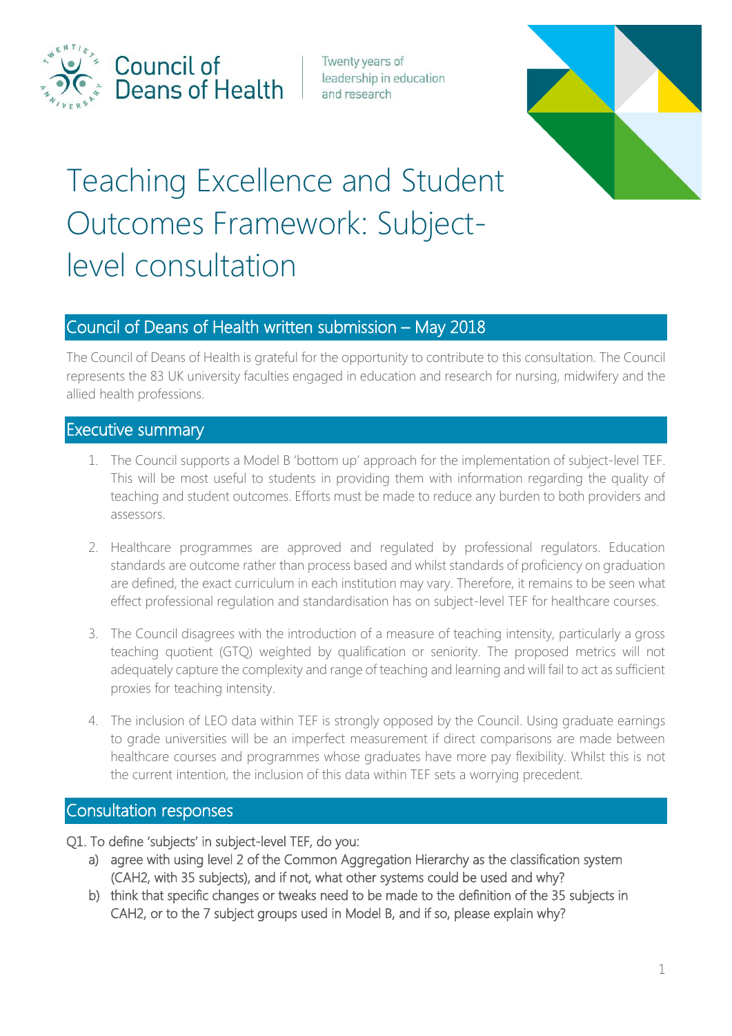Council of Deans of Health

Twenty years of leadership in education and research

# Teaching Excellence and Student Outcomes Framework: Subject-level consultation

## Council of Deans of Health written submission – May 2018

The Council of Deans of Health is grateful for the opportunity to contribute to this consultation. The Council represents the 83 UK university faculties engaged in education and research for nursing, midwifery and the allied health professions.

## Executive summary

1. The Council supports a Model B 'bottom up' approach for the implementation of subject-level TEF. This will be most useful to students in providing them with information regarding the quality of teaching and student outcomes. Efforts must be made to reduce any burden to both providers and assessors.

2. Healthcare programmes are approved and regulated by professional regulators. Education standards are outcome rather than process based and whilst standards of proficiency on graduation are defined, the exact curriculum in each institution may vary. Therefore, it remains to be seen what effect professional regulation and standardisation has on subject-level TEF for healthcare courses.

3. The Council disagrees with the introduction of a measure of teaching intensity, particularly a gross teaching quotient (GTQ) weighted by qualification or seniority. The proposed metrics will not adequately capture the complexity and range of teaching and learning and will fail to act as sufficient proxies for teaching intensity.

4. The inclusion of LEO data within TEF is strongly opposed by the Council. Using graduate earnings to grade universities will be an imperfect measurement if direct comparisons are made between healthcare courses and programmes whose graduates have more pay flexibility. Whilst this is not the current intention, the inclusion of this data within TEF sets a worrying precedent.

## Consultation responses

Q1. To define 'subjects' in subject-level TEF, do you:

a) agree with using level 2 of the Common Aggregation Hierarchy as the classification system (CAH2, with 35 subjects), and if not, what other systems could be used and why?
b) think that specific changes or tweaks need to be made to the definition of the 35 subjects in CAH2, or to the 7 subject groups used in Model B, and if so, please explain why?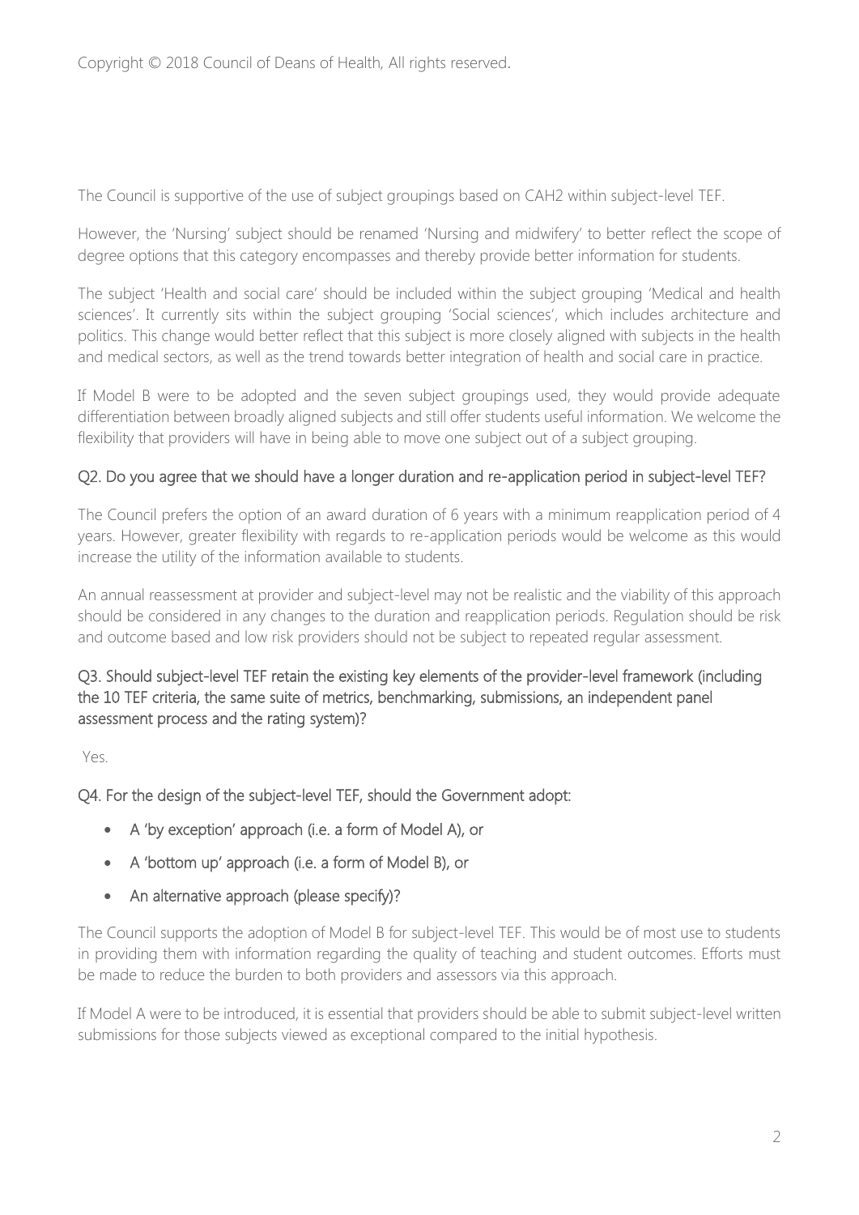The Council is supportive of the use of subject groupings based on CAH2 within subject-level TEF.

However, the 'Nursing' subject should be renamed 'Nursing and midwifery' to better reflect the scope of degree options that this category encompasses and thereby provide better information for students.

The subject 'Health and social care' should be included within the subject grouping 'Medical and health sciences'. It currently sits within the subject grouping 'Social sciences', which includes architecture and politics. This change would better reflect that this subject is more closely aligned with subjects in the health and medical sectors, as well as the trend towards better integration of health and social care in practice.

If Model B were to be adopted and the seven subject groupings used, they would provide adequate differentiation between broadly aligned subjects and still offer students useful information. We welcome the flexibility that providers will have in being able to move one subject out of a subject grouping.

### Q2. Do you agree that we should have a longer duration and re-application period in subject-level TEF?

The Council prefers the option of an award duration of 6 years with a minimum reapplication period of 4 years. However, greater flexibility with regards to re-application periods would be welcome as this would increase the utility of the information available to students.

An annual reassessment at provider and subject-level may not be realistic and the viability of this approach should be considered in any changes to the duration and reapplication periods. Regulation should be risk and outcome based and low risk providers should not be subject to repeated regular assessment.

### Q3. Should subject-level TEF retain the existing key elements of the provider-level framework (including the 10 TEF criteria, the same suite of metrics, benchmarking, submissions, an independent panel assessment process and the rating system)?

Yes.

### Q4. For the design of the subject-level TEF, should the Government adopt:

- A 'by exception' approach (i.e. a form of Model A), or
- A 'bottom up' approach (i.e. a form of Model B), or
- An alternative approach (please specify)?

The Council supports the adoption of Model B for subject-level TEF. This would be of most use to students in providing them with information regarding the quality of teaching and student outcomes. Efforts must be made to reduce the burden to both providers and assessors via this approach.

If Model A were to be introduced, it is essential that providers should be able to submit subject-level written submissions for those subjects viewed as exceptional compared to the initial hypothesis.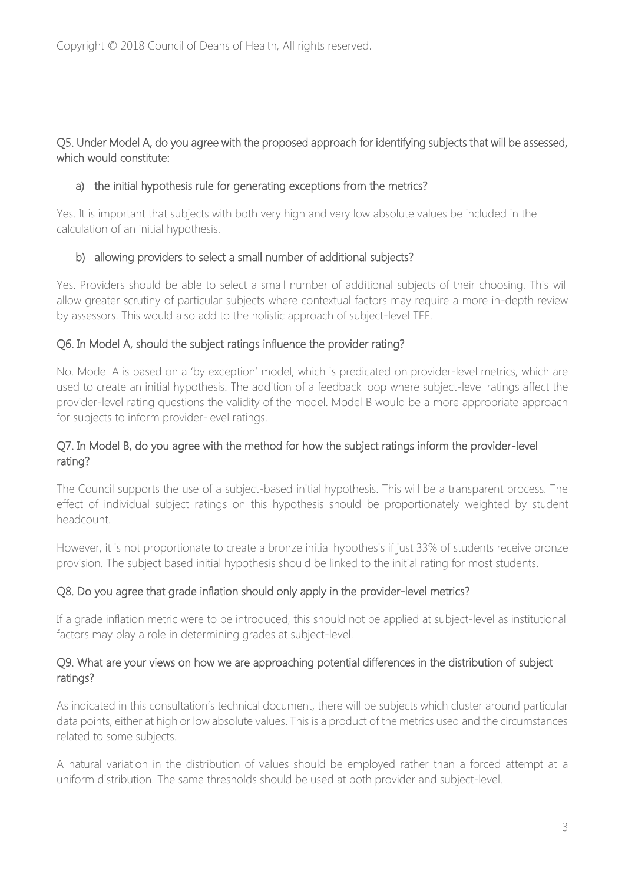Copyright © 2018 Council of Deans of Health, All rights reserved.

### Q5. Under Model A, do you agree with the proposed approach for identifying subjects that will be assessed, which would constitute:

#### a) the initial hypothesis rule for generating exceptions from the metrics?

Yes. It is important that subjects with both very high and very low absolute values be included in the calculation of an initial hypothesis.

#### b) allowing providers to select a small number of additional subjects?

Yes. Providers should be able to select a small number of additional subjects of their choosing. This will allow greater scrutiny of particular subjects where contextual factors may require a more in-depth review by assessors. This would also add to the holistic approach of subject-level TEF.

### Q6. In Model A, should the subject ratings influence the provider rating?

No. Model A is based on a 'by exception' model, which is predicated on provider-level metrics, which are used to create an initial hypothesis. The addition of a feedback loop where subject-level ratings affect the provider-level rating questions the validity of the model. Model B would be a more appropriate approach for subjects to inform provider-level ratings.

### Q7. In Model B, do you agree with the method for how the subject ratings inform the provider-level rating?

The Council supports the use of a subject-based initial hypothesis. This will be a transparent process. The effect of individual subject ratings on this hypothesis should be proportionately weighted by student headcount.

However, it is not proportionate to create a bronze initial hypothesis if just 33% of students receive bronze provision. The subject based initial hypothesis should be linked to the initial rating for most students.

### Q8. Do you agree that grade inflation should only apply in the provider-level metrics?

If a grade inflation metric were to be introduced, this should not be applied at subject-level as institutional factors may play a role in determining grades at subject-level.

### Q9. What are your views on how we are approaching potential differences in the distribution of subject ratings?

As indicated in this consultation's technical document, there will be subjects which cluster around particular data points, either at high or low absolute values. This is a product of the metrics used and the circumstances related to some subjects.

A natural variation in the distribution of values should be employed rather than a forced attempt at a uniform distribution. The same thresholds should be used at both provider and subject-level.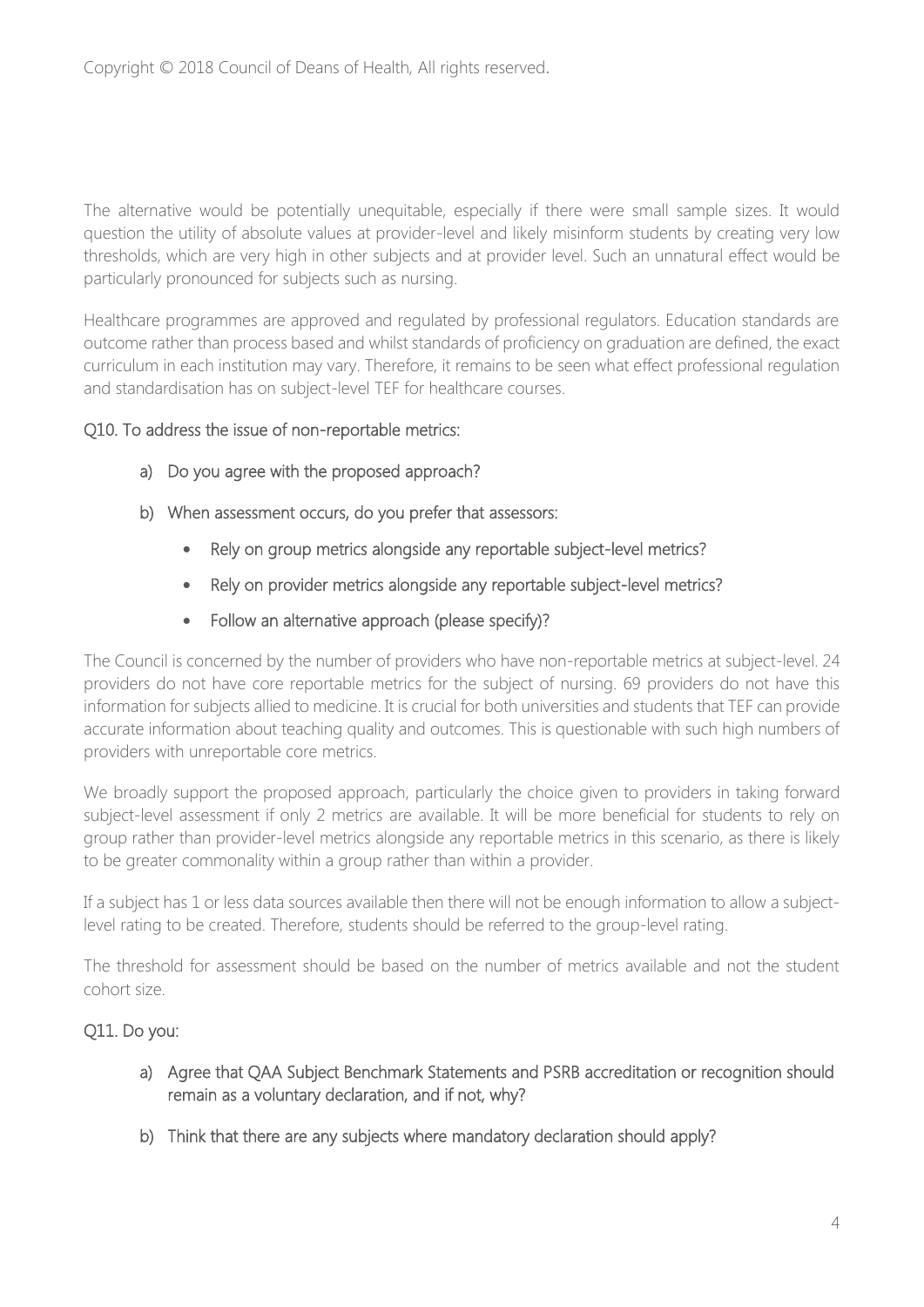The alternative would be potentially unequitable, especially if there were small sample sizes. It would question the utility of absolute values at provider-level and likely misinform students by creating very low thresholds, which are very high in other subjects and at provider level. Such an unnatural effect would be particularly pronounced for subjects such as nursing.

Healthcare programmes are approved and regulated by professional regulators. Education standards are outcome rather than process based and whilst standards of proficiency on graduation are defined, the exact curriculum in each institution may vary. Therefore, it remains to be seen what effect professional regulation and standardisation has on subject-level TEF for healthcare courses.

Q10. To address the issue of non-reportable metrics:

a) Do you agree with the proposed approach?

b) When assessment occurs, do you prefer that assessors:

- Rely on group metrics alongside any reportable subject-level metrics?
- Rely on provider metrics alongside any reportable subject-level metrics?
- Follow an alternative approach (please specify)?

The Council is concerned by the number of providers who have non-reportable metrics at subject-level. 24 providers do not have core reportable metrics for the subject of nursing. 69 providers do not have this information for subjects allied to medicine. It is crucial for both universities and students that TEF can provide accurate information about teaching quality and outcomes. This is questionable with such high numbers of providers with unreportable core metrics.

We broadly support the proposed approach, particularly the choice given to providers in taking forward subject-level assessment if only 2 metrics are available. It will be more beneficial for students to rely on group rather than provider-level metrics alongside any reportable metrics in this scenario, as there is likely to be greater commonality within a group rather than within a provider.

If a subject has 1 or less data sources available then there will not be enough information to allow a subject-level rating to be created. Therefore, students should be referred to the group-level rating.

The threshold for assessment should be based on the number of metrics available and not the student cohort size.

Q11. Do you:

a) Agree that QAA Subject Benchmark Statements and PSRB accreditation or recognition should remain as a voluntary declaration, and if not, why?

b) Think that there are any subjects where mandatory declaration should apply?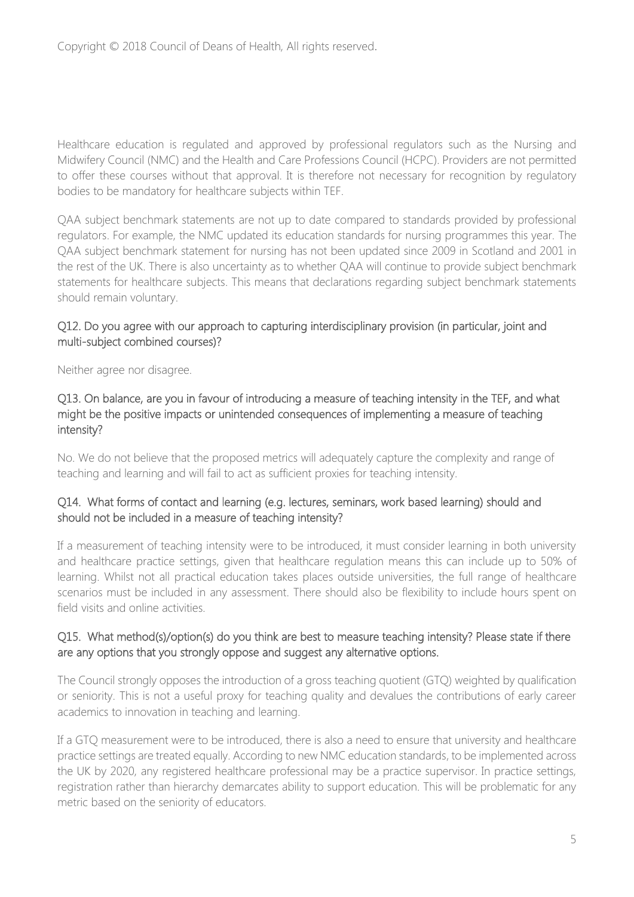Healthcare education is regulated and approved by professional regulators such as the Nursing and Midwifery Council (NMC) and the Health and Care Professions Council (HCPC). Providers are not permitted to offer these courses without that approval. It is therefore not necessary for recognition by regulatory bodies to be mandatory for healthcare subjects within TEF.

QAA subject benchmark statements are not up to date compared to standards provided by professional regulators. For example, the NMC updated its education standards for nursing programmes this year. The QAA subject benchmark statement for nursing has not been updated since 2009 in Scotland and 2001 in the rest of the UK. There is also uncertainty as to whether QAA will continue to provide subject benchmark statements for healthcare subjects. This means that declarations regarding subject benchmark statements should remain voluntary.

### Q12. Do you agree with our approach to capturing interdisciplinary provision (in particular, joint and multi-subject combined courses)?

Neither agree nor disagree.

### Q13. On balance, are you in favour of introducing a measure of teaching intensity in the TEF, and what might be the positive impacts or unintended consequences of implementing a measure of teaching intensity?

No. We do not believe that the proposed metrics will adequately capture the complexity and range of teaching and learning and will fail to act as sufficient proxies for teaching intensity.

### Q14. What forms of contact and learning (e.g. lectures, seminars, work based learning) should and should not be included in a measure of teaching intensity?

If a measurement of teaching intensity were to be introduced, it must consider learning in both university and healthcare practice settings, given that healthcare regulation means this can include up to 50% of learning. Whilst not all practical education takes places outside universities, the full range of healthcare scenarios must be included in any assessment. There should also be flexibility to include hours spent on field visits and online activities.

### Q15. What method(s)/option(s) do you think are best to measure teaching intensity? Please state if there are any options that you strongly oppose and suggest any alternative options.

The Council strongly opposes the introduction of a gross teaching quotient (GTQ) weighted by qualification or seniority. This is not a useful proxy for teaching quality and devalues the contributions of early career academics to innovation in teaching and learning.

If a GTQ measurement were to be introduced, there is also a need to ensure that university and healthcare practice settings are treated equally. According to new NMC education standards, to be implemented across the UK by 2020, any registered healthcare professional may be a practice supervisor. In practice settings, registration rather than hierarchy demarcates ability to support education. This will be problematic for any metric based on the seniority of educators.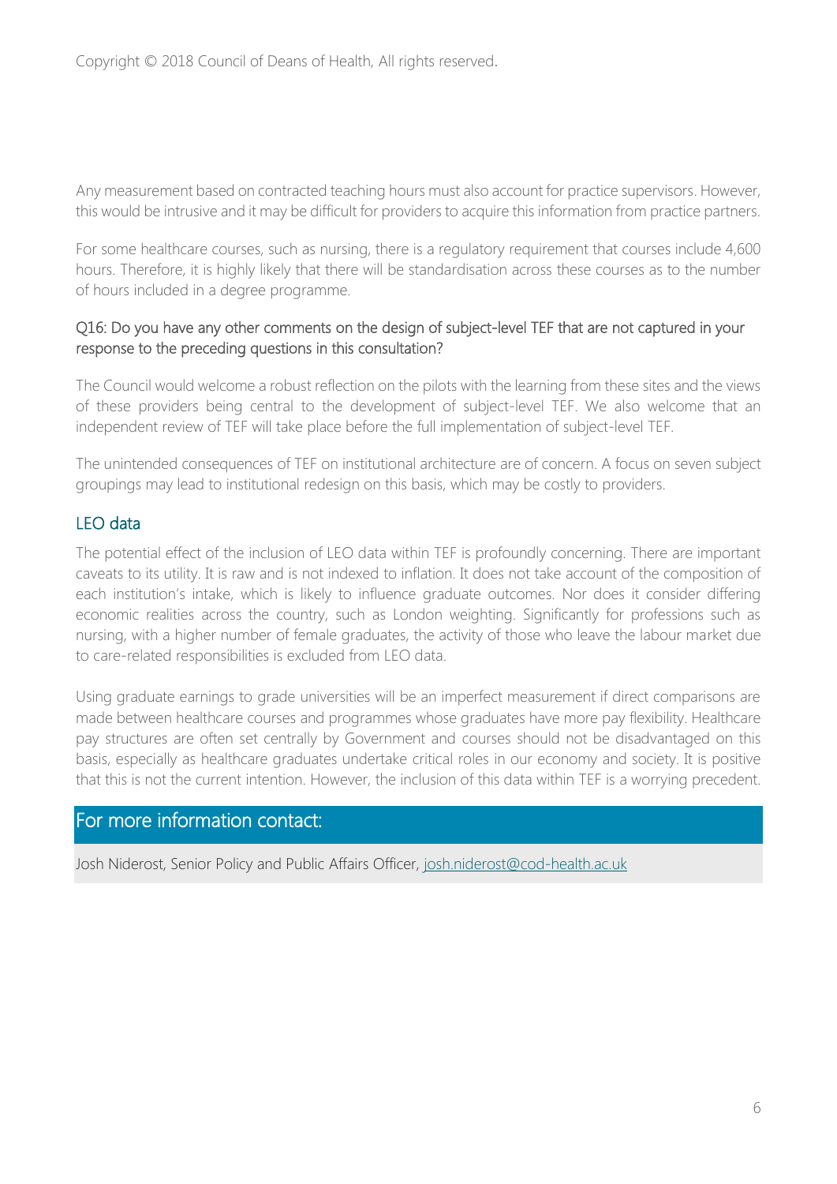Copyright © 2018 Council of Deans of Health, All rights reserved.

Any measurement based on contracted teaching hours must also account for practice supervisors. However, this would be intrusive and it may be difficult for providers to acquire this information from practice partners.

For some healthcare courses, such as nursing, there is a regulatory requirement that courses include 4,600 hours. Therefore, it is highly likely that there will be standardisation across these courses as to the number of hours included in a degree programme.

### Q16: Do you have any other comments on the design of subject-level TEF that are not captured in your response to the preceding questions in this consultation?

The Council would welcome a robust reflection on the pilots with the learning from these sites and the views of these providers being central to the development of subject-level TEF. We also welcome that an independent review of TEF will take place before the full implementation of subject-level TEF.

The unintended consequences of TEF on institutional architecture are of concern. A focus on seven subject groupings may lead to institutional redesign on this basis, which may be costly to providers.

## LEO data

The potential effect of the inclusion of LEO data within TEF is profoundly concerning. There are important caveats to its utility. It is raw and is not indexed to inflation. It does not take account of the composition of each institution's intake, which is likely to influence graduate outcomes. Nor does it consider differing economic realities across the country, such as London weighting. Significantly for professions such as nursing, with a higher number of female graduates, the activity of those who leave the labour market due to care-related responsibilities is excluded from LEO data.

Using graduate earnings to grade universities will be an imperfect measurement if direct comparisons are made between healthcare courses and programmes whose graduates have more pay flexibility. Healthcare pay structures are often set centrally by Government and courses should not be disadvantaged on this basis, especially as healthcare graduates undertake critical roles in our economy and society. It is positive that this is not the current intention. However, the inclusion of this data within TEF is a worrying precedent.

## For more information contact:

Josh Niderost, Senior Policy and Public Affairs Officer, josh.niderost@cod-health.ac.uk